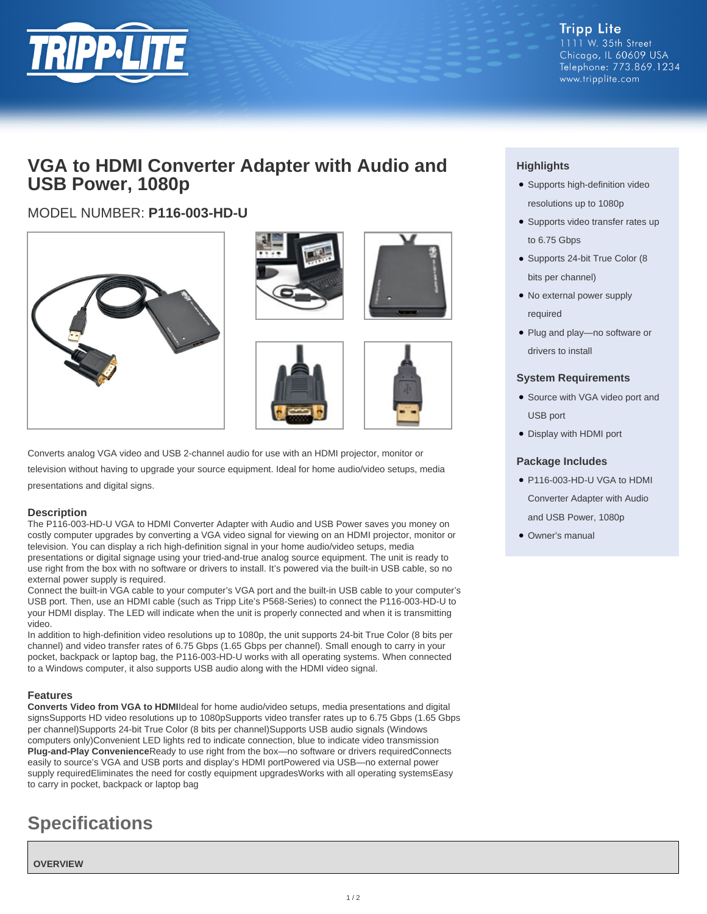Tripp Lite
1111 W. 35th Street
Chicago, IL 60609 USA
Telephone: 773.869.1234
www.tripplite.com

# VGA to HDMI Converter Adapter with Audio and USB Power, 1080p

MODEL NUMBER: **P116-003-HD-U**

Converts analog VGA video and USB 2-channel audio for use with an HDMI projector, monitor or television without having to upgrade your source equipment. Ideal for home audio/video setups, media presentations and digital signs.

### Description

The P116-003-HD-U VGA to HDMI Converter Adapter with Audio and USB Power saves you money on costly computer upgrades by converting a VGA video signal for viewing on an HDMI projector, monitor or television. You can display a rich high-definition signal in your home audio/video setups, media presentations or digital signage using your tried-and-true analog source equipment. The unit is ready to use right from the box with no software or drivers to install. It's powered via the built-in USB cable, so no external power supply is required.

Connect the built-in VGA cable to your computer's VGA port and the built-in USB cable to your computer's USB port. Then, use an HDMI cable (such as Tripp Lite's P568-Series) to connect the P116-003-HD-U to your HDMI display. The LED will indicate when the unit is properly connected and when it is transmitting video.

In addition to high-definition video resolutions up to 1080p, the unit supports 24-bit True Color (8 bits per channel) and video transfer rates of 6.75 Gbps (1.65 Gbps per channel). Small enough to carry in your pocket, backpack or laptop bag, the P116-003-HD-U works with all operating systems. When connected to a Windows computer, it also supports USB audio along with the HDMI video signal.

### Features

**Converts Video from VGA to HDMI**Ideal for home audio/video setups, media presentations and digital signsSupports HD video resolutions up to 1080pSupports video transfer rates up to 6.75 Gbps (1.65 Gbps per channel)Supports 24-bit True Color (8 bits per channel)Supports USB audio signals (Windows computers only)Convenient LED lights red to indicate connection, blue to indicate video transmission
**Plug-and-Play Convenience**Ready to use right from the box—no software or drivers requiredConnects easily to source's VGA and USB ports and display's HDMI portPowered via USB—no external power supply requiredEliminates the need for costly equipment upgradesWorks with all operating systemsEasy to carry in pocket, backpack or laptop bag

### Highlights

- Supports high-definition video resolutions up to 1080p
- Supports video transfer rates up to 6.75 Gbps
- Supports 24-bit True Color (8 bits per channel)
- No external power supply required
- Plug and play—no software or drivers to install

### System Requirements

- Source with VGA video port and USB port
- Display with HDMI port

### Package Includes

- P116-003-HD-U VGA to HDMI Converter Adapter with Audio and USB Power, 1080p
- Owner's manual

## Specifications

**OVERVIEW**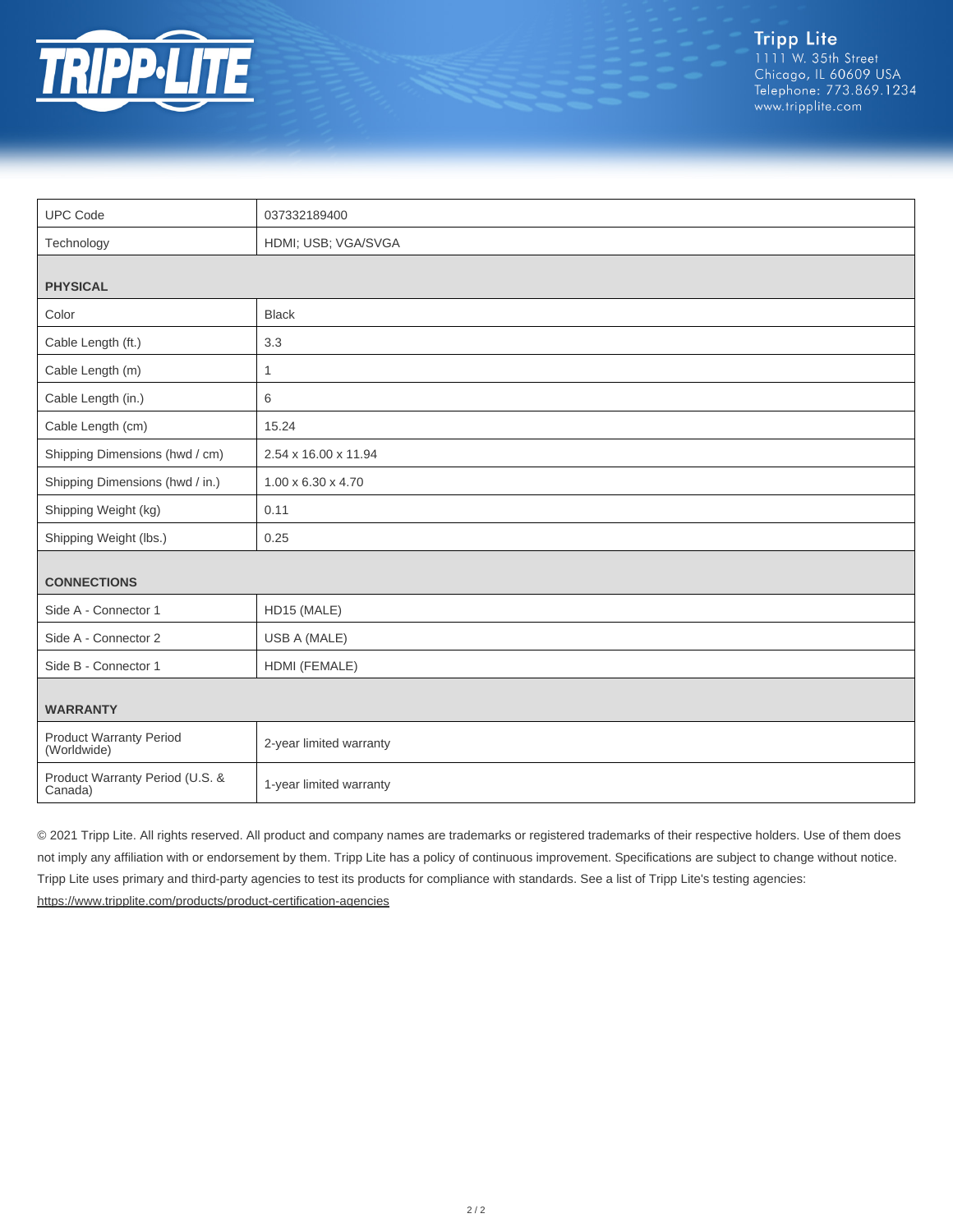| | |
|---|---|
| UPC Code | 037332189400 |
| Technology | HDMI; USB; VGA/SVGA |
| **PHYSICAL** | |
| Color | Black |
| Cable Length (ft.) | 3.3 |
| Cable Length (m) | 1 |
| Cable Length (in.) | 6 |
| Cable Length (cm) | 15.24 |
| Shipping Dimensions (hwd / cm) | 2.54 x 16.00 x 11.94 |
| Shipping Dimensions (hwd / in.) | 1.00 x 6.30 x 4.70 |
| Shipping Weight (kg) | 0.11 |
| Shipping Weight (lbs.) | 0.25 |
| **CONNECTIONS** | |
| Side A - Connector 1 | HD15 (MALE) |
| Side A - Connector 2 | USB A (MALE) |
| Side B - Connector 1 | HDMI (FEMALE) |
| **WARRANTY** | |
| Product Warranty Period (Worldwide) | 2-year limited warranty |
| Product Warranty Period (U.S. & Canada) | 1-year limited warranty |

© 2021 Tripp Lite. All rights reserved. All product and company names are trademarks or registered trademarks of their respective holders. Use of them does not imply any affiliation with or endorsement by them. Tripp Lite has a policy of continuous improvement. Specifications are subject to change without notice. Tripp Lite uses primary and third-party agencies to test its products for compliance with standards. See a list of Tripp Lite's testing agencies: https://www.tripplite.com/products/product-certification-agencies